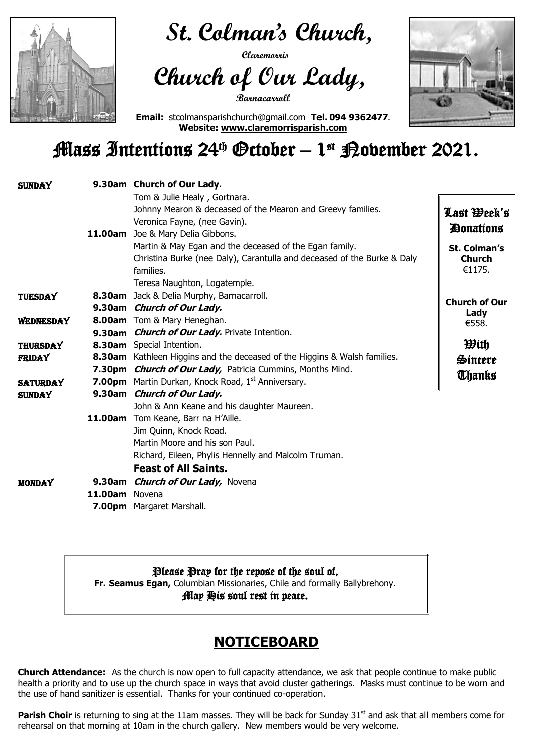# St. Colman's Church,

Claremorris

# Church of Our Lady,

Barnacarroll

**Email:** stcolmansparishchurch@gmail.com **Tel. 094 9362477**.
**Website: www.claremorrisparish.com**

# Mass Intentions 24th October – 1st November 2021.

| | | |
|---|---|---|
| **SUNDAY** | **9.30am** | **Church of Our Lady.** |
| | | Tom & Julie Healy , Gortnara. |
| | | Johnny Mearon & deceased of the Mearon and Greevy families. |
| | | Veronica Fayne, (nee Gavin). |
| | **11.00am** | Joe & Mary Delia Gibbons. |
| | | Martin & May Egan and the deceased of the Egan family. |
| | | Christina Burke (nee Daly), Carantulla and deceased of the Burke & Daly families. |
| | | Teresa Naughton, Logatemple. |
| **TUESDAY** | **8.30am** | Jack & Delia Murphy, Barnacarroll. |
| | **9.30am** | ***Church of Our Lady.*** |
| **WEDNESDAY** | **8.00am** | Tom & Mary Heneghan. |
| | **9.30am** | ***Church of Our Lady.*** Private Intention. |
| **THURSDAY** | **8.30am** | Special Intention. |
| **FRIDAY** | **8.30am** | Kathleen Higgins and the deceased of the Higgins & Walsh families. |
| | **7.30pm** | ***Church of Our Lady,*** Patricia Cummins, Months Mind. |
| **SATURDAY** | **7.00pm** | Martin Durkan, Knock Road, 1st Anniversary. |
| **SUNDAY** | **9.30am** | ***Church of Our Lady.*** |
| | | John & Ann Keane and his daughter Maureen. |
| | **11.00am** | Tom Keane, Barr na H'Aille. |
| | | Jim Quinn, Knock Road. |
| | | Martin Moore and his son Paul. |
| | | Richard, Eileen, Phylis Hennelly and Malcolm Truman. |
| | | **Feast of All Saints.** |
| **MONDAY** | **9.30am** | ***Church of Our Lady,*** Novena |
| | **11.00am** | Novena |
| | **7.00pm** | Margaret Marshall. |

**Last Week's Donations**

**St. Colman's Church**
€1175.

**Church of Our Lady**
€558.

**With Sincere Thanks**

**Please Pray for the repose of the soul of,**
**Fr. Seamus Egan,** Columbian Missionaries, Chile and formally Ballybrehony.
**May His soul rest in peace.**

## NOTICEBOARD

**Church Attendance:** As the church is now open to full capacity attendance, we ask that people continue to make public health a priority and to use up the church space in ways that avoid cluster gatherings. Masks must continue to be worn and the use of hand sanitizer is essential. Thanks for your continued co-operation.

**Parish Choir** is returning to sing at the 11am masses. They will be back for Sunday 31st and ask that all members come for rehearsal on that morning at 10am in the church gallery. New members would be very welcome.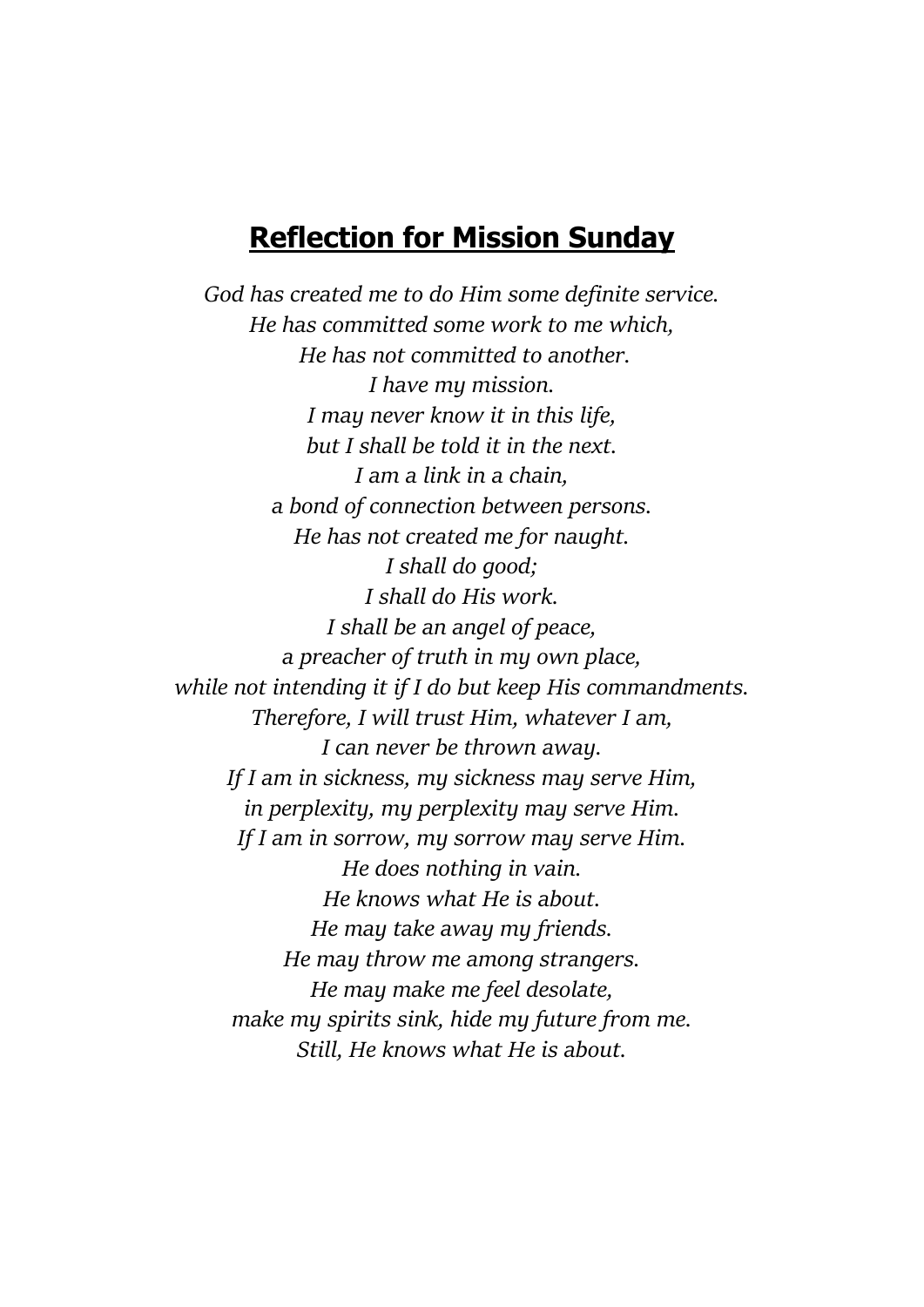## **Reflection for Mission Sunday**

*God has created me to do Him some definite service.*  
*He has committed some work to me which,*  
*He has not committed to another.*  
*I have my mission.*  
*I may never know it in this life,*  
*but I shall be told it in the next.*  
*I am a link in a chain,*  
*a bond of connection between persons.*  
*He has not created me for naught.*  
*I shall do good;*  
*I shall do His work.*  
*I shall be an angel of peace,*  
*a preacher of truth in my own place,*  
*while not intending it if I do but keep His commandments.*  
*Therefore, I will trust Him, whatever I am,*  
*I can never be thrown away.*  
*If I am in sickness, my sickness may serve Him,*  
*in perplexity, my perplexity may serve Him.*  
*If I am in sorrow, my sorrow may serve Him.*  
*He does nothing in vain.*  
*He knows what He is about.*  
*He may take away my friends.*  
*He may throw me among strangers.*  
*He may make me feel desolate,*  
*make my spirits sink, hide my future from me.*  
*Still, He knows what He is about.*